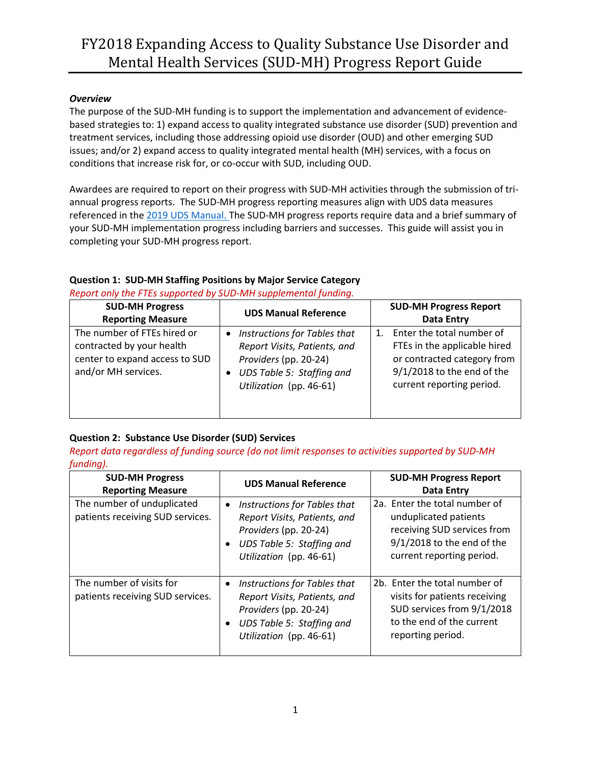# FY2018 Expanding Access to Quality Substance Use Disorder and Mental Health Services (SUD-MH) Progress Report Guide

***Overview***

The purpose of the SUD-MH funding is to support the implementation and advancement of evidence-based strategies to: 1) expand access to quality integrated substance use disorder (SUD) prevention and treatment services, including those addressing opioid use disorder (OUD) and other emerging SUD issues; and/or 2) expand access to quality integrated mental health (MH) services, with a focus on conditions that increase risk for, or co-occur with SUD, including OUD.

Awardees are required to report on their progress with SUD-MH activities through the submission of tri-annual progress reports. The SUD-MH progress reporting measures align with UDS data measures referenced in the 2019 UDS Manual. The SUD-MH progress reports require data and a brief summary of your SUD-MH implementation progress including barriers and successes. This guide will assist you in completing your SUD-MH progress report.

**Question 1: SUD-MH Staffing Positions by Major Service Category**

*Report only the FTEs supported by SUD-MH supplemental funding.*

| SUD-MH Progress Reporting Measure | UDS Manual Reference | SUD-MH Progress Report Data Entry |
|---|---|---|
| The number of FTEs hired or contracted by your health center to expand access to SUD and/or MH services. | • *Instructions for Tables that Report Visits, Patients, and Providers* (pp. 20-24)<br>• *UDS Table 5: Staffing and Utilization* (pp. 46-61) | 1. Enter the total number of FTEs in the applicable hired or contracted category from 9/1/2018 to the end of the current reporting period. |

**Question 2: Substance Use Disorder (SUD) Services**

*Report data regardless of funding source (do not limit responses to activities supported by SUD-MH funding).*

| SUD-MH Progress Reporting Measure | UDS Manual Reference | SUD-MH Progress Report Data Entry |
|---|---|---|
| The number of unduplicated patients receiving SUD services. | • *Instructions for Tables that Report Visits, Patients, and Providers* (pp. 20-24)<br>• *UDS Table 5: Staffing and Utilization* (pp. 46-61) | 2a. Enter the total number of unduplicated patients receiving SUD services from 9/1/2018 to the end of the current reporting period. |
| The number of visits for patients receiving SUD services. | • *Instructions for Tables that Report Visits, Patients, and Providers* (pp. 20-24)<br>• *UDS Table 5: Staffing and Utilization* (pp. 46-61) | 2b. Enter the total number of visits for patients receiving SUD services from 9/1/2018 to the end of the current reporting period. |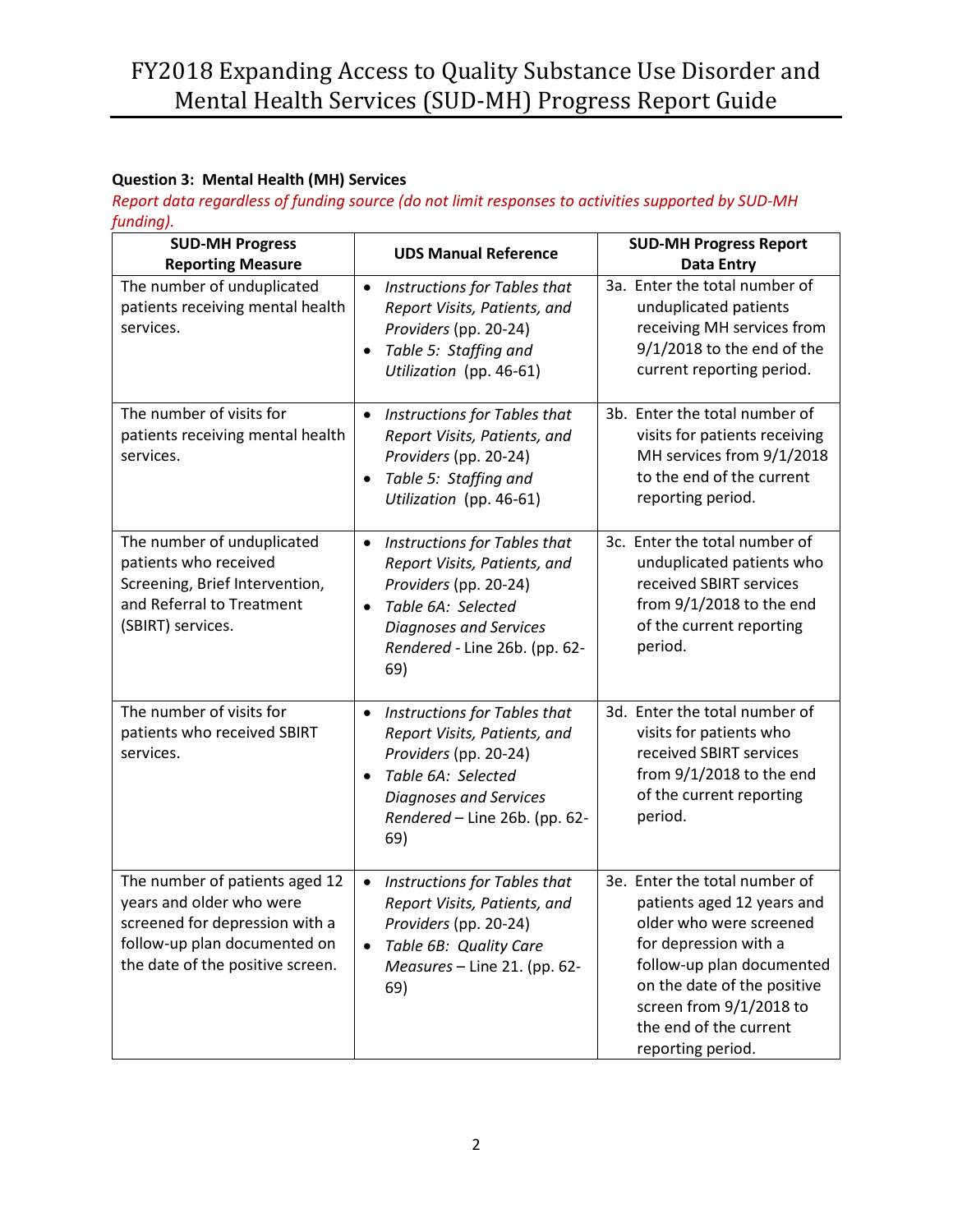**Question 3: Mental Health (MH) Services**

*Report data regardless of funding source (do not limit responses to activities supported by SUD-MH funding).*

| SUD-MH Progress Reporting Measure | UDS Manual Reference | SUD-MH Progress Report Data Entry |
|---|---|---|
| The number of unduplicated patients receiving mental health services. | • *Instructions for Tables that Report Visits, Patients, and Providers* (pp. 20-24)<br>• *Table 5: Staffing and Utilization* (pp. 46-61) | 3a. Enter the total number of unduplicated patients receiving MH services from 9/1/2018 to the end of the current reporting period. |
| The number of visits for patients receiving mental health services. | • *Instructions for Tables that Report Visits, Patients, and Providers* (pp. 20-24)<br>• *Table 5: Staffing and Utilization* (pp. 46-61) | 3b. Enter the total number of visits for patients receiving MH services from 9/1/2018 to the end of the current reporting period. |
| The number of unduplicated patients who received Screening, Brief Intervention, and Referral to Treatment (SBIRT) services. | • *Instructions for Tables that Report Visits, Patients, and Providers* (pp. 20-24)<br>• *Table 6A: Selected Diagnoses and Services Rendered* - Line 26b. (pp. 62-69) | 3c. Enter the total number of unduplicated patients who received SBIRT services from 9/1/2018 to the end of the current reporting period. |
| The number of visits for patients who received SBIRT services. | • *Instructions for Tables that Report Visits, Patients, and Providers* (pp. 20-24)<br>• *Table 6A: Selected Diagnoses and Services Rendered* – Line 26b. (pp. 62-69) | 3d. Enter the total number of visits for patients who received SBIRT services from 9/1/2018 to the end of the current reporting period. |
| The number of patients aged 12 years and older who were screened for depression with a follow-up plan documented on the date of the positive screen. | • *Instructions for Tables that Report Visits, Patients, and Providers* (pp. 20-24)<br>• *Table 6B: Quality Care Measures* – Line 21. (pp. 62-69) | 3e. Enter the total number of patients aged 12 years and older who were screened for depression with a follow-up plan documented on the date of the positive screen from 9/1/2018 to the end of the current reporting period. |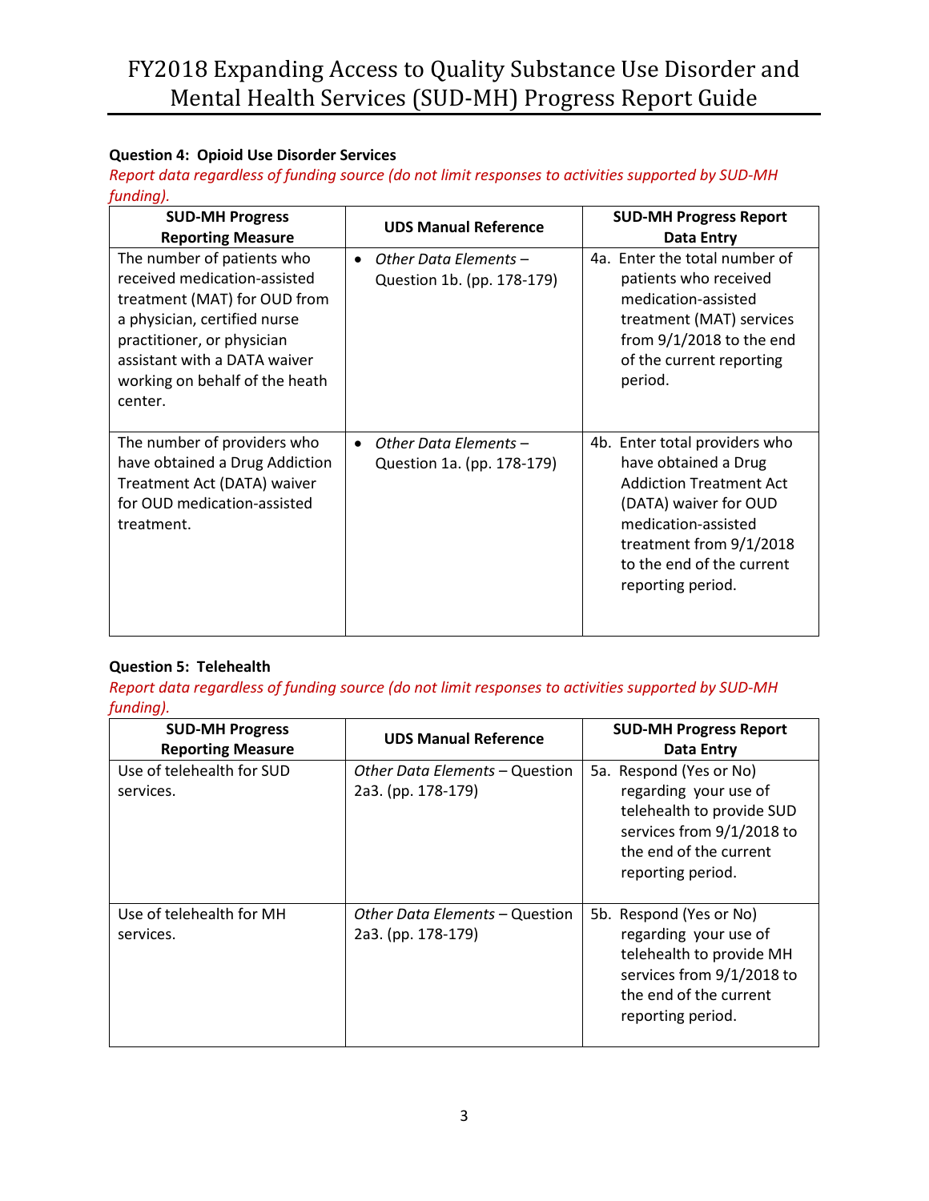### Question 4: Opioid Use Disorder Services

*Report data regardless of funding source (do not limit responses to activities supported by SUD-MH funding).*

| SUD-MH Progress Reporting Measure | UDS Manual Reference | SUD-MH Progress Report Data Entry |
|---|---|---|
| The number of patients who received medication-assisted treatment (MAT) for OUD from a physician, certified nurse practitioner, or physician assistant with a DATA waiver working on behalf of the heath center. | • *Other Data Elements* – Question 1b. (pp. 178-179) | 4a. Enter the total number of patients who received medication-assisted treatment (MAT) services from 9/1/2018 to the end of the current reporting period. |
| The number of providers who have obtained a Drug Addiction Treatment Act (DATA) waiver for OUD medication-assisted treatment. | • *Other Data Elements* – Question 1a. (pp. 178-179) | 4b. Enter total providers who have obtained a Drug Addiction Treatment Act (DATA) waiver for OUD medication-assisted treatment from 9/1/2018 to the end of the current reporting period. |

### Question 5: Telehealth

*Report data regardless of funding source (do not limit responses to activities supported by SUD-MH funding).*

| SUD-MH Progress Reporting Measure | UDS Manual Reference | SUD-MH Progress Report Data Entry |
|---|---|---|
| Use of telehealth for SUD services. | *Other Data Elements* – Question 2a3. (pp. 178-179) | 5a. Respond (Yes or No) regarding your use of telehealth to provide SUD services from 9/1/2018 to the end of the current reporting period. |
| Use of telehealth for MH services. | *Other Data Elements* – Question 2a3. (pp. 178-179) | 5b. Respond (Yes or No) regarding your use of telehealth to provide MH services from 9/1/2018 to the end of the current reporting period. |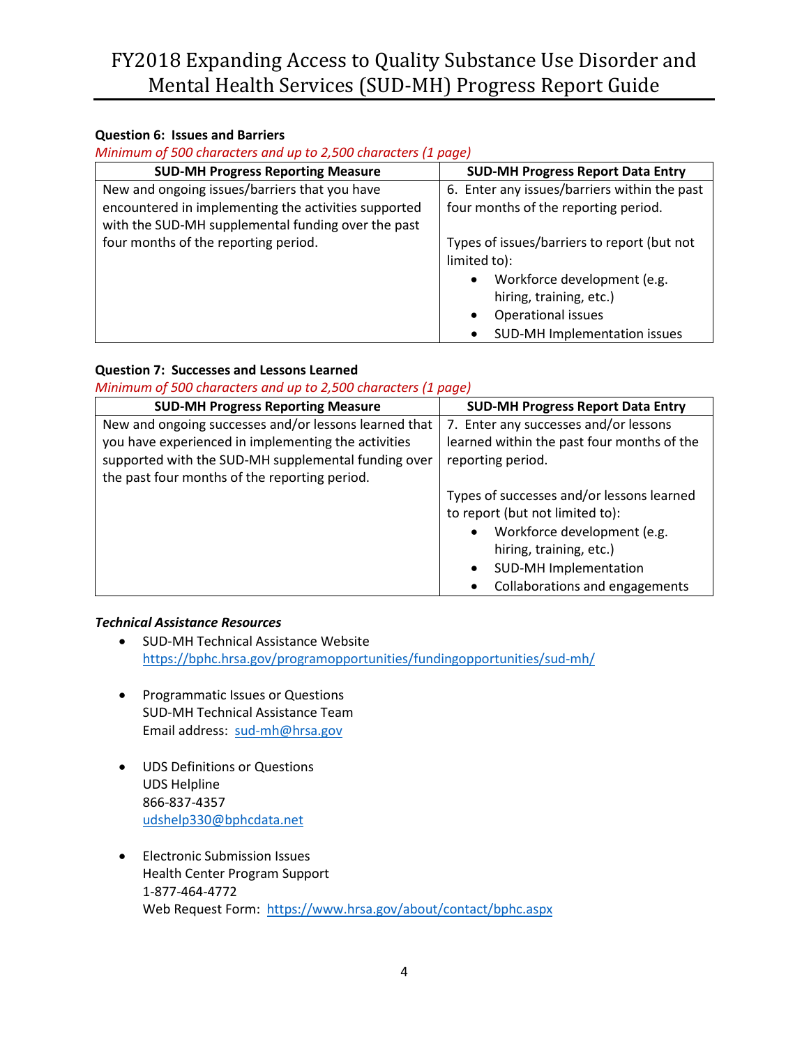**Question 6: Issues and Barriers**

*Minimum of 500 characters and up to 2,500 characters (1 page)*

| SUD-MH Progress Reporting Measure | SUD-MH Progress Report Data Entry |
| --- | --- |
| New and ongoing issues/barriers that you have encountered in implementing the activities supported with the SUD-MH supplemental funding over the past four months of the reporting period. | 6. Enter any issues/barriers within the past four months of the reporting period.<br><br>Types of issues/barriers to report (but not limited to):<br>• Workforce development (e.g. hiring, training, etc.)<br>• Operational issues<br>• SUD-MH Implementation issues |

**Question 7: Successes and Lessons Learned**

*Minimum of 500 characters and up to 2,500 characters (1 page)*

| SUD-MH Progress Reporting Measure | SUD-MH Progress Report Data Entry |
| --- | --- |
| New and ongoing successes and/or lessons learned that you have experienced in implementing the activities supported with the SUD-MH supplemental funding over the past four months of the reporting period. | 7. Enter any successes and/or lessons learned within the past four months of the reporting period.<br><br>Types of successes and/or lessons learned to report (but not limited to):<br>• Workforce development (e.g. hiring, training, etc.)<br>• SUD-MH Implementation<br>• Collaborations and engagements |

***Technical Assistance Resources***

- SUD-MH Technical Assistance Website
  https://bphc.hrsa.gov/programopportunities/fundingopportunities/sud-mh/

- Programmatic Issues or Questions
  SUD-MH Technical Assistance Team
  Email address: sud-mh@hrsa.gov

- UDS Definitions or Questions
  UDS Helpline
  866-837-4357
  udshelp330@bphcdata.net

- Electronic Submission Issues
  Health Center Program Support
  1-877-464-4772
  Web Request Form: https://www.hrsa.gov/about/contact/bphc.aspx